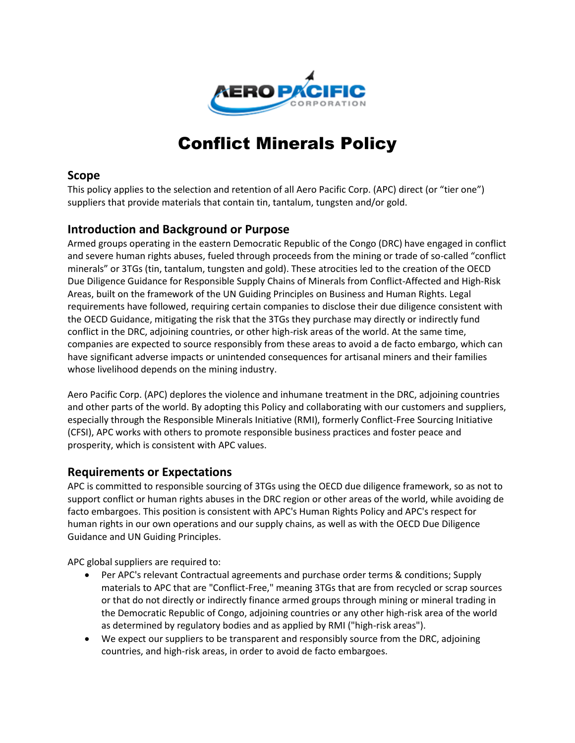# Conflict Minerals Policy

## Scope

This policy applies to the selection and retention of all Aero Pacific Corp. (APC) direct (or "tier one") suppliers that provide materials that contain tin, tantalum, tungsten and/or gold.

## Introduction and Background or Purpose

Armed groups operating in the eastern Democratic Republic of the Congo (DRC) have engaged in conflict and severe human rights abuses, fueled through proceeds from the mining or trade of so-called "conflict minerals" or 3TGs (tin, tantalum, tungsten and gold). These atrocities led to the creation of the OECD Due Diligence Guidance for Responsible Supply Chains of Minerals from Conflict-Affected and High-Risk Areas, built on the framework of the UN Guiding Principles on Business and Human Rights. Legal requirements have followed, requiring certain companies to disclose their due diligence consistent with the OECD Guidance, mitigating the risk that the 3TGs they purchase may directly or indirectly fund conflict in the DRC, adjoining countries, or other high-risk areas of the world. At the same time, companies are expected to source responsibly from these areas to avoid a de facto embargo, which can have significant adverse impacts or unintended consequences for artisanal miners and their families whose livelihood depends on the mining industry.

Aero Pacific Corp. (APC) deplores the violence and inhumane treatment in the DRC, adjoining countries and other parts of the world. By adopting this Policy and collaborating with our customers and suppliers, especially through the Responsible Minerals Initiative (RMI), formerly Conflict-Free Sourcing Initiative (CFSI), APC works with others to promote responsible business practices and foster peace and prosperity, which is consistent with APC values.

## Requirements or Expectations

APC is committed to responsible sourcing of 3TGs using the OECD due diligence framework, so as not to support conflict or human rights abuses in the DRC region or other areas of the world, while avoiding de facto embargoes. This position is consistent with APC's Human Rights Policy and APC's respect for human rights in our own operations and our supply chains, as well as with the OECD Due Diligence Guidance and UN Guiding Principles.

APC global suppliers are required to:

- Per APC's relevant Contractual agreements and purchase order terms & conditions; Supply materials to APC that are "Conflict-Free," meaning 3TGs that are from recycled or scrap sources or that do not directly or indirectly finance armed groups through mining or mineral trading in the Democratic Republic of Congo, adjoining countries or any other high-risk area of the world as determined by regulatory bodies and as applied by RMI ("high-risk areas").
- We expect our suppliers to be transparent and responsibly source from the DRC, adjoining countries, and high-risk areas, in order to avoid de facto embargoes.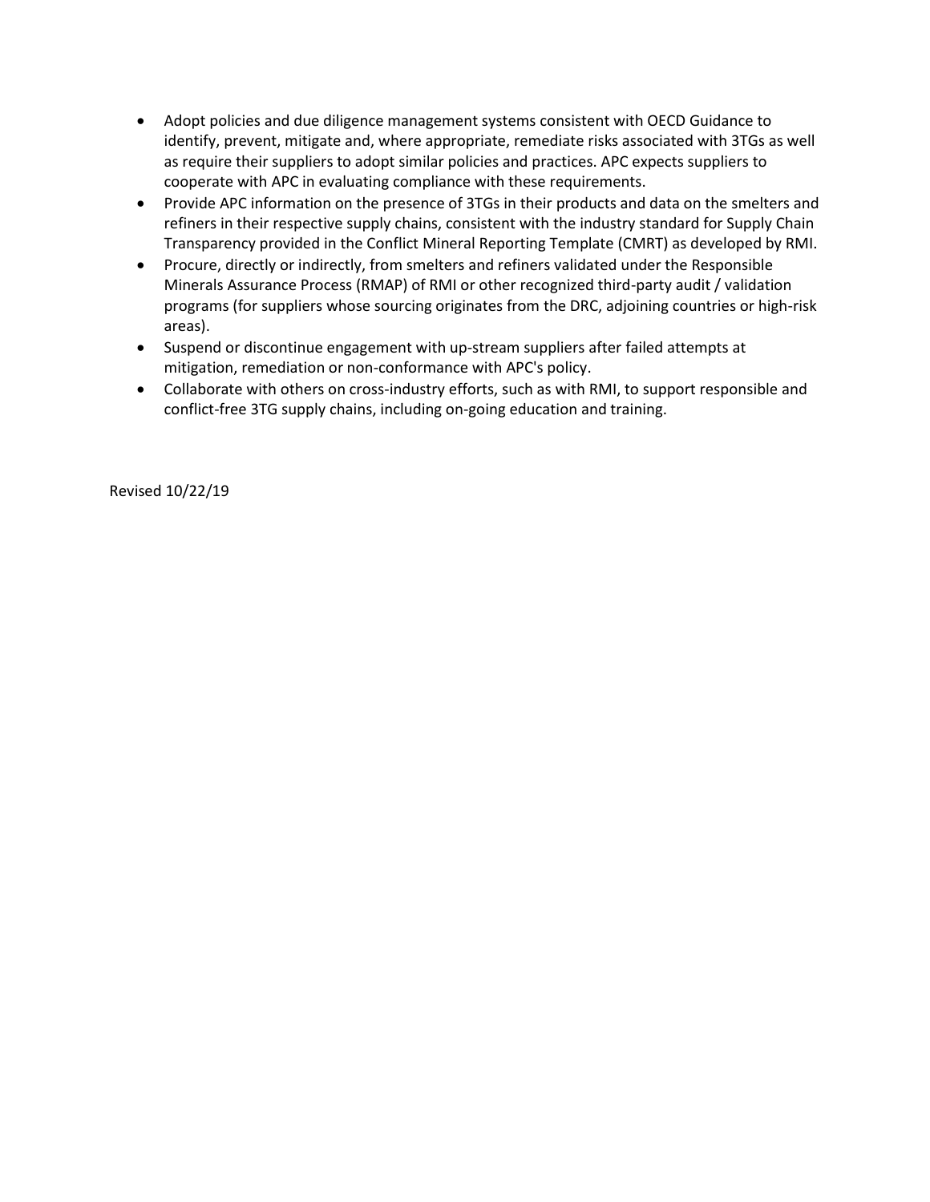- Adopt policies and due diligence management systems consistent with OECD Guidance to identify, prevent, mitigate and, where appropriate, remediate risks associated with 3TGs as well as require their suppliers to adopt similar policies and practices. APC expects suppliers to cooperate with APC in evaluating compliance with these requirements.
- Provide APC information on the presence of 3TGs in their products and data on the smelters and refiners in their respective supply chains, consistent with the industry standard for Supply Chain Transparency provided in the Conflict Mineral Reporting Template (CMRT) as developed by RMI.
- Procure, directly or indirectly, from smelters and refiners validated under the Responsible Minerals Assurance Process (RMAP) of RMI or other recognized third-party audit / validation programs (for suppliers whose sourcing originates from the DRC, adjoining countries or high-risk areas).
- Suspend or discontinue engagement with up-stream suppliers after failed attempts at mitigation, remediation or non-conformance with APC's policy.
- Collaborate with others on cross-industry efforts, such as with RMI, to support responsible and conflict-free 3TG supply chains, including on-going education and training.

Revised 10/22/19